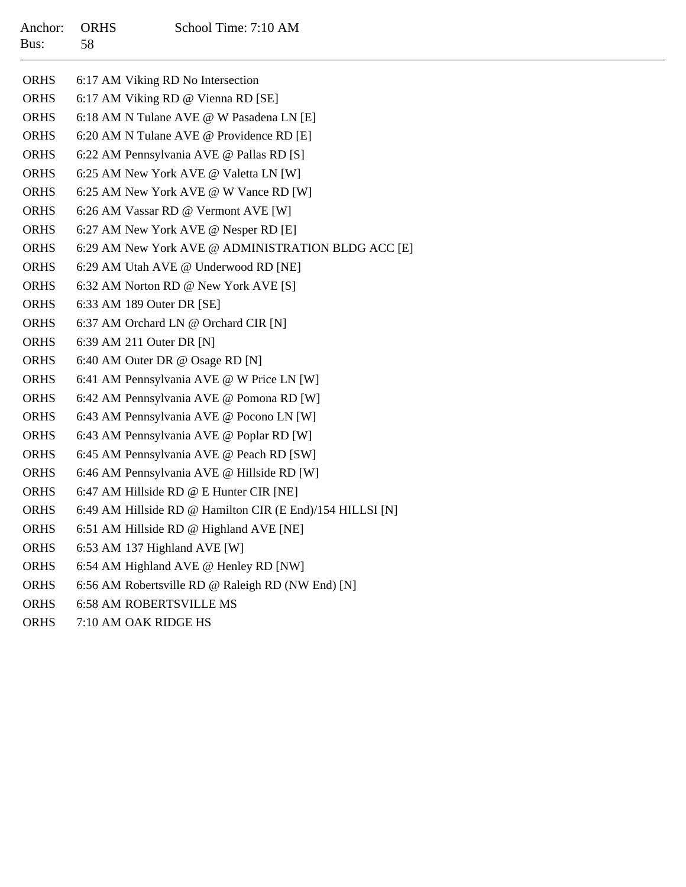Anchor: ORHS School Time: 7:10 AM
Bus: 58

---

| | |
|---|---|
| ORHS | 6:17 AM Viking RD No Intersection |
| ORHS | 6:17 AM Viking RD @ Vienna RD [SE] |
| ORHS | 6:18 AM N Tulane AVE @ W Pasadena LN [E] |
| ORHS | 6:20 AM N Tulane AVE @ Providence RD [E] |
| ORHS | 6:22 AM Pennsylvania AVE @ Pallas RD [S] |
| ORHS | 6:25 AM New York AVE @ Valetta LN [W] |
| ORHS | 6:25 AM New York AVE @ W Vance RD [W] |
| ORHS | 6:26 AM Vassar RD @ Vermont AVE [W] |
| ORHS | 6:27 AM New York AVE @ Nesper RD [E] |
| ORHS | 6:29 AM New York AVE @ ADMINISTRATION BLDG ACC [E] |
| ORHS | 6:29 AM Utah AVE @ Underwood RD [NE] |
| ORHS | 6:32 AM Norton RD @ New York AVE [S] |
| ORHS | 6:33 AM 189 Outer DR [SE] |
| ORHS | 6:37 AM Orchard LN @ Orchard CIR [N] |
| ORHS | 6:39 AM 211 Outer DR [N] |
| ORHS | 6:40 AM Outer DR @ Osage RD [N] |
| ORHS | 6:41 AM Pennsylvania AVE @ W Price LN [W] |
| ORHS | 6:42 AM Pennsylvania AVE @ Pomona RD [W] |
| ORHS | 6:43 AM Pennsylvania AVE @ Pocono LN [W] |
| ORHS | 6:43 AM Pennsylvania AVE @ Poplar RD [W] |
| ORHS | 6:45 AM Pennsylvania AVE @ Peach RD [SW] |
| ORHS | 6:46 AM Pennsylvania AVE @ Hillside RD [W] |
| ORHS | 6:47 AM Hillside RD @ E Hunter CIR [NE] |
| ORHS | 6:49 AM Hillside RD @ Hamilton CIR (E End)/154 HILLSI [N] |
| ORHS | 6:51 AM Hillside RD @ Highland AVE [NE] |
| ORHS | 6:53 AM 137 Highland AVE [W] |
| ORHS | 6:54 AM Highland AVE @ Henley RD [NW] |
| ORHS | 6:56 AM Robertsville RD @ Raleigh RD (NW End) [N] |
| ORHS | 6:58 AM ROBERTSVILLE MS |
| ORHS | 7:10 AM OAK RIDGE HS |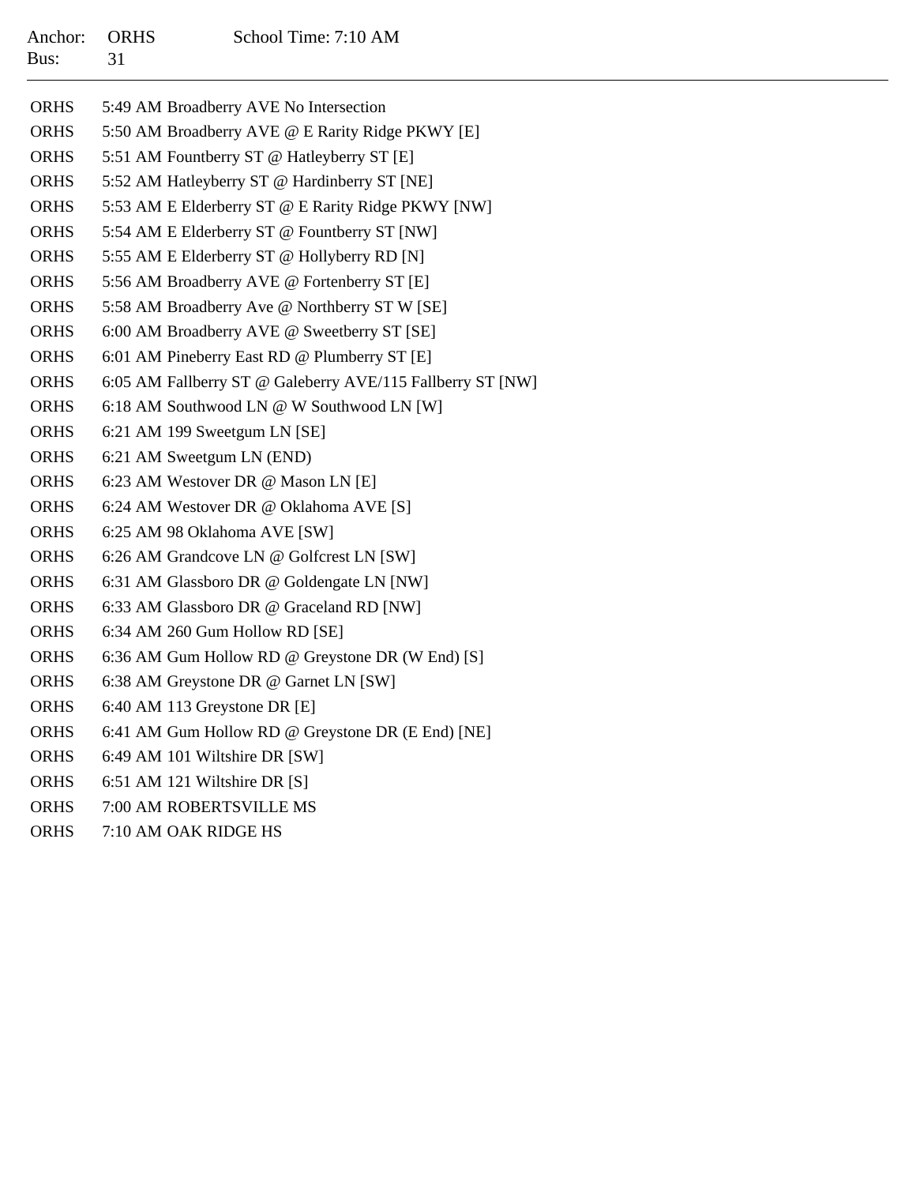Anchor: ORHS School Time: 7:10 AM
Bus: 31

---

| | |
|---|---|
| ORHS | 5:49 AM Broadberry AVE No Intersection |
| ORHS | 5:50 AM Broadberry AVE @ E Rarity Ridge PKWY [E] |
| ORHS | 5:51 AM Fountberry ST @ Hatleyberry ST [E] |
| ORHS | 5:52 AM Hatleyberry ST @ Hardinberry ST [NE] |
| ORHS | 5:53 AM E Elderberry ST @ E Rarity Ridge PKWY [NW] |
| ORHS | 5:54 AM E Elderberry ST @ Fountberry ST [NW] |
| ORHS | 5:55 AM E Elderberry ST @ Hollyberry RD [N] |
| ORHS | 5:56 AM Broadberry AVE @ Fortenberry ST [E] |
| ORHS | 5:58 AM Broadberry Ave @ Northberry ST W [SE] |
| ORHS | 6:00 AM Broadberry AVE @ Sweetberry ST [SE] |
| ORHS | 6:01 AM Pineberry East RD @ Plumberry ST [E] |
| ORHS | 6:05 AM Fallberry ST @ Galeberry AVE/115 Fallberry ST [NW] |
| ORHS | 6:18 AM Southwood LN @ W Southwood LN [W] |
| ORHS | 6:21 AM 199 Sweetgum LN [SE] |
| ORHS | 6:21 AM Sweetgum LN (END) |
| ORHS | 6:23 AM Westover DR @ Mason LN [E] |
| ORHS | 6:24 AM Westover DR @ Oklahoma AVE [S] |
| ORHS | 6:25 AM 98 Oklahoma AVE [SW] |
| ORHS | 6:26 AM Grandcove LN @ Golfcrest LN [SW] |
| ORHS | 6:31 AM Glassboro DR @ Goldengate LN [NW] |
| ORHS | 6:33 AM Glassboro DR @ Graceland RD [NW] |
| ORHS | 6:34 AM 260 Gum Hollow RD [SE] |
| ORHS | 6:36 AM Gum Hollow RD @ Greystone DR (W End) [S] |
| ORHS | 6:38 AM Greystone DR @ Garnet LN [SW] |
| ORHS | 6:40 AM 113 Greystone DR [E] |
| ORHS | 6:41 AM Gum Hollow RD @ Greystone DR (E End) [NE] |
| ORHS | 6:49 AM 101 Wiltshire DR [SW] |
| ORHS | 6:51 AM 121 Wiltshire DR [S] |
| ORHS | 7:00 AM ROBERTSVILLE MS |
| ORHS | 7:10 AM OAK RIDGE HS |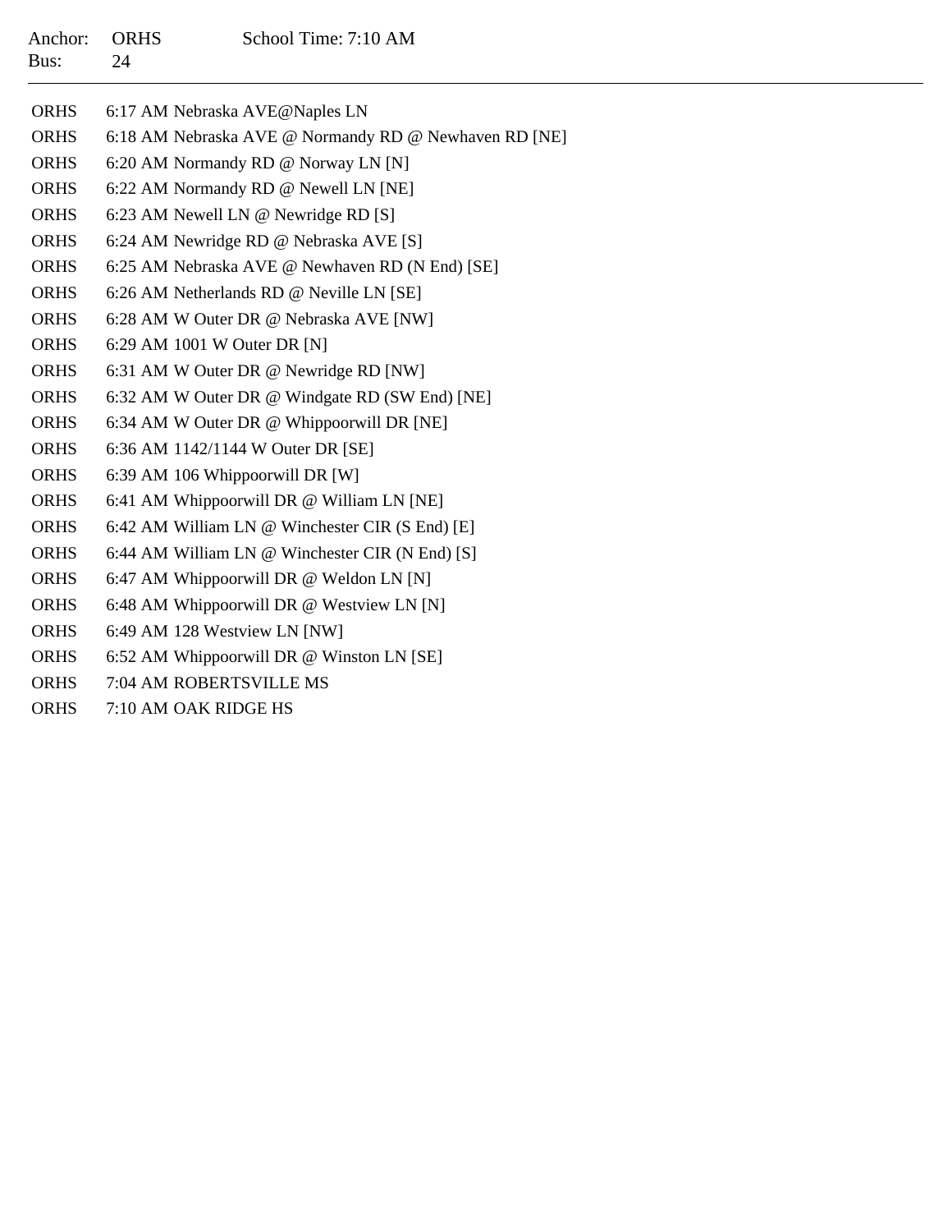Anchor: ORHS School Time: 7:10 AM
Bus: 24

---

| | |
|---|---|
| ORHS | 6:17 AM Nebraska AVE@Naples LN |
| ORHS | 6:18 AM Nebraska AVE @ Normandy RD @ Newhaven RD [NE] |
| ORHS | 6:20 AM Normandy RD @ Norway LN [N] |
| ORHS | 6:22 AM Normandy RD @ Newell LN [NE] |
| ORHS | 6:23 AM Newell LN @ Newridge RD [S] |
| ORHS | 6:24 AM Newridge RD @ Nebraska AVE [S] |
| ORHS | 6:25 AM Nebraska AVE @ Newhaven RD (N End) [SE] |
| ORHS | 6:26 AM Netherlands RD @ Neville LN [SE] |
| ORHS | 6:28 AM W Outer DR @ Nebraska AVE [NW] |
| ORHS | 6:29 AM 1001 W Outer DR [N] |
| ORHS | 6:31 AM W Outer DR @ Newridge RD [NW] |
| ORHS | 6:32 AM W Outer DR @ Windgate RD (SW End) [NE] |
| ORHS | 6:34 AM W Outer DR @ Whippoorwill DR [NE] |
| ORHS | 6:36 AM 1142/1144 W Outer DR [SE] |
| ORHS | 6:39 AM 106 Whippoorwill DR [W] |
| ORHS | 6:41 AM Whippoorwill DR @ William LN [NE] |
| ORHS | 6:42 AM William LN @ Winchester CIR (S End) [E] |
| ORHS | 6:44 AM William LN @ Winchester CIR (N End) [S] |
| ORHS | 6:47 AM Whippoorwill DR @ Weldon LN [N] |
| ORHS | 6:48 AM Whippoorwill DR @ Westview LN [N] |
| ORHS | 6:49 AM 128 Westview LN [NW] |
| ORHS | 6:52 AM Whippoorwill DR @ Winston LN [SE] |
| ORHS | 7:04 AM ROBERTSVILLE MS |
| ORHS | 7:10 AM OAK RIDGE HS |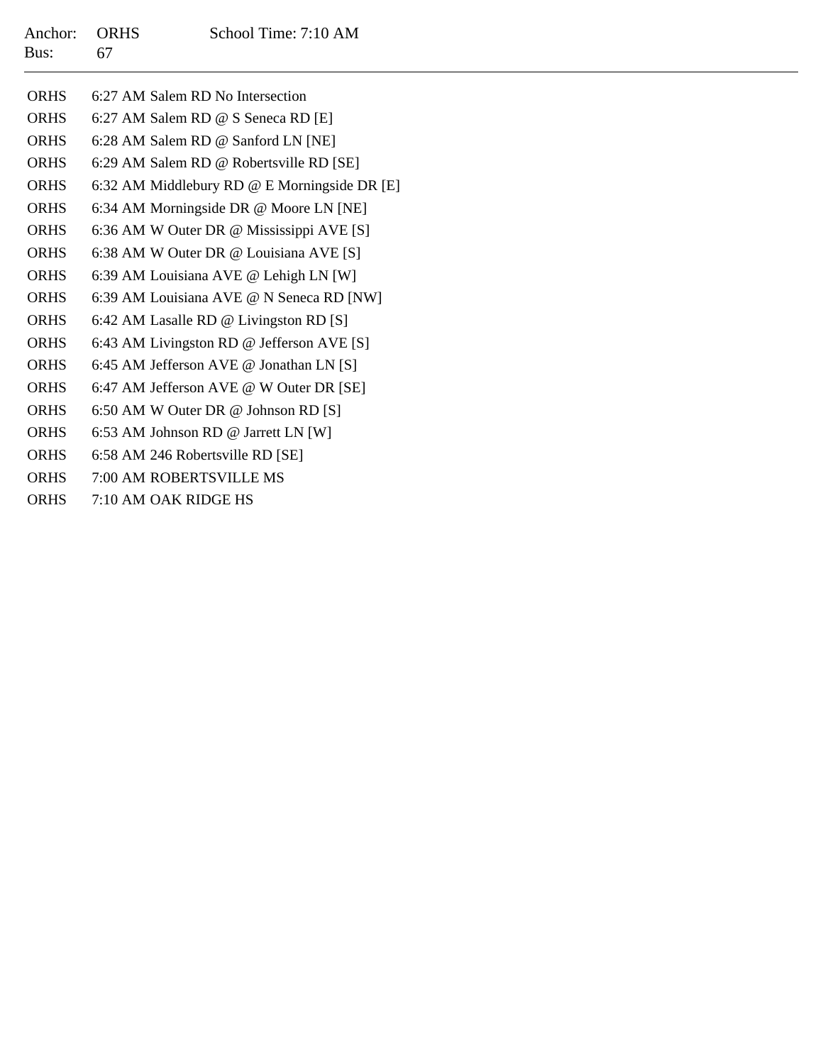Anchor: ORHS School Time: 7:10 AM
Bus: 67

---

| | |
|---|---|
| ORHS | 6:27 AM Salem RD No Intersection |
| ORHS | 6:27 AM Salem RD @ S Seneca RD [E] |
| ORHS | 6:28 AM Salem RD @ Sanford LN [NE] |
| ORHS | 6:29 AM Salem RD @ Robertsville RD [SE] |
| ORHS | 6:32 AM Middlebury RD @ E Morningside DR [E] |
| ORHS | 6:34 AM Morningside DR @ Moore LN [NE] |
| ORHS | 6:36 AM W Outer DR @ Mississippi AVE [S] |
| ORHS | 6:38 AM W Outer DR @ Louisiana AVE [S] |
| ORHS | 6:39 AM Louisiana AVE @ Lehigh LN [W] |
| ORHS | 6:39 AM Louisiana AVE @ N Seneca RD [NW] |
| ORHS | 6:42 AM Lasalle RD @ Livingston RD [S] |
| ORHS | 6:43 AM Livingston RD @ Jefferson AVE [S] |
| ORHS | 6:45 AM Jefferson AVE @ Jonathan LN [S] |
| ORHS | 6:47 AM Jefferson AVE @ W Outer DR [SE] |
| ORHS | 6:50 AM W Outer DR @ Johnson RD [S] |
| ORHS | 6:53 AM Johnson RD @ Jarrett LN [W] |
| ORHS | 6:58 AM 246 Robertsville RD [SE] |
| ORHS | 7:00 AM ROBERTSVILLE MS |
| ORHS | 7:10 AM OAK RIDGE HS |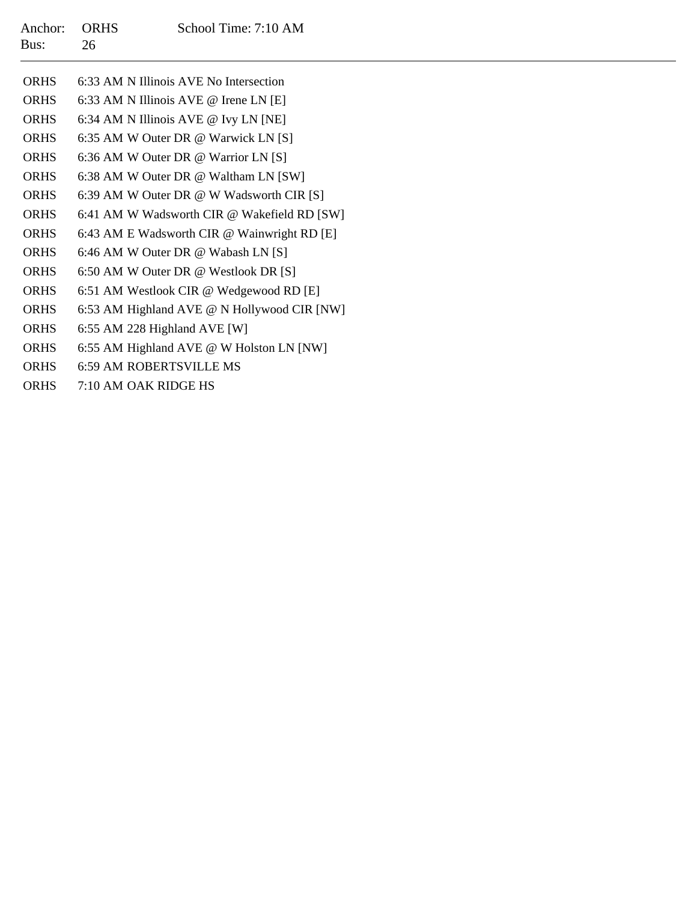Anchor: ORHS School Time: 7:10 AM
Bus: 26

---

| | | |
|---|---|---|
| ORHS | 6:33 AM | N Illinois AVE No Intersection |
| ORHS | 6:33 AM | N Illinois AVE @ Irene LN [E] |
| ORHS | 6:34 AM | N Illinois AVE @ Ivy LN [NE] |
| ORHS | 6:35 AM | W Outer DR @ Warwick LN [S] |
| ORHS | 6:36 AM | W Outer DR @ Warrior LN [S] |
| ORHS | 6:38 AM | W Outer DR @ Waltham LN [SW] |
| ORHS | 6:39 AM | W Outer DR @ W Wadsworth CIR [S] |
| ORHS | 6:41 AM | W Wadsworth CIR @ Wakefield RD [SW] |
| ORHS | 6:43 AM | E Wadsworth CIR @ Wainwright RD [E] |
| ORHS | 6:46 AM | W Outer DR @ Wabash LN [S] |
| ORHS | 6:50 AM | W Outer DR @ Westlook DR [S] |
| ORHS | 6:51 AM | Westlook CIR @ Wedgewood RD [E] |
| ORHS | 6:53 AM | Highland AVE @ N Hollywood CIR [NW] |
| ORHS | 6:55 AM | 228 Highland AVE [W] |
| ORHS | 6:55 AM | Highland AVE @ W Holston LN [NW] |
| ORHS | 6:59 AM | ROBERTSVILLE MS |
| ORHS | 7:10 AM | OAK RIDGE HS |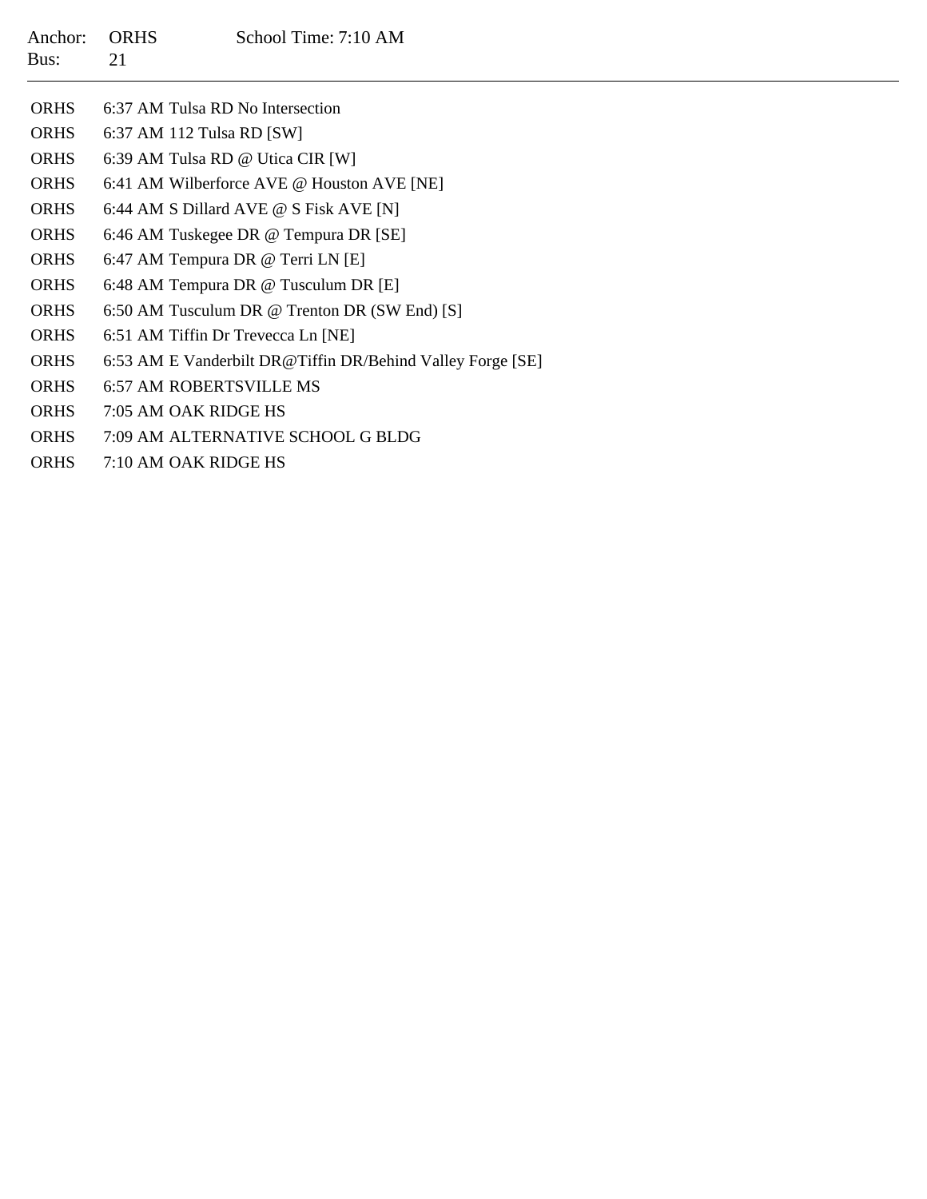Anchor: ORHS School Time: 7:10 AM
Bus: 21

---

| | |
|---|---|
| ORHS | 6:37 AM Tulsa RD No Intersection |
| ORHS | 6:37 AM 112 Tulsa RD [SW] |
| ORHS | 6:39 AM Tulsa RD @ Utica CIR [W] |
| ORHS | 6:41 AM Wilberforce AVE @ Houston AVE [NE] |
| ORHS | 6:44 AM S Dillard AVE @ S Fisk AVE [N] |
| ORHS | 6:46 AM Tuskegee DR @ Tempura DR [SE] |
| ORHS | 6:47 AM Tempura DR @ Terri LN [E] |
| ORHS | 6:48 AM Tempura DR @ Tusculum DR [E] |
| ORHS | 6:50 AM Tusculum DR @ Trenton DR (SW End) [S] |
| ORHS | 6:51 AM Tiffin Dr Trevecca Ln [NE] |
| ORHS | 6:53 AM E Vanderbilt DR@Tiffin DR/Behind Valley Forge [SE] |
| ORHS | 6:57 AM ROBERTSVILLE MS |
| ORHS | 7:05 AM OAK RIDGE HS |
| ORHS | 7:09 AM ALTERNATIVE SCHOOL G BLDG |
| ORHS | 7:10 AM OAK RIDGE HS |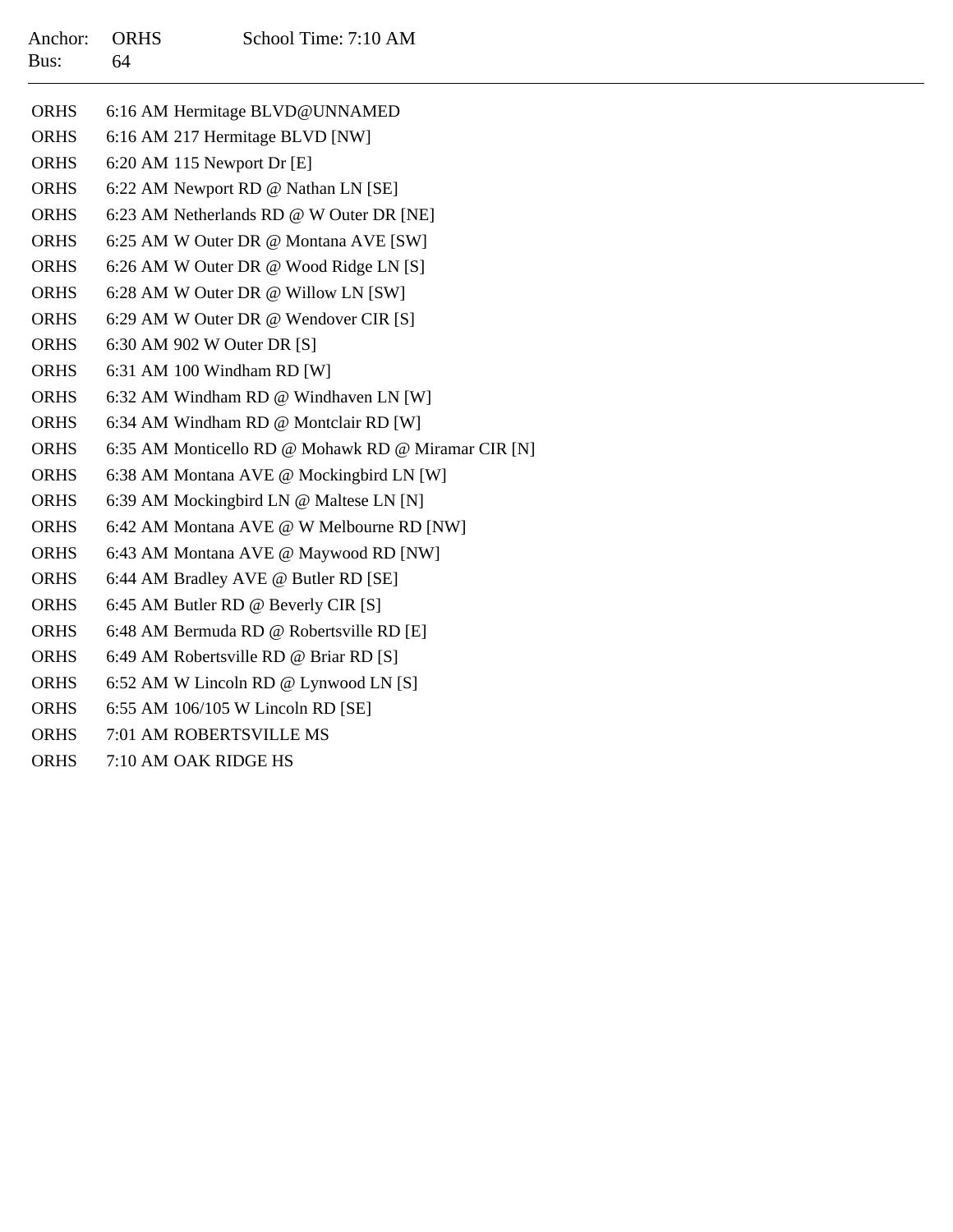Anchor: ORHS School Time: 7:10 AM
Bus: 64

---

| | | |
|---|---|---|
| ORHS | 6:16 AM | Hermitage BLVD@UNNAMED |
| ORHS | 6:16 AM | 217 Hermitage BLVD [NW] |
| ORHS | 6:20 AM | 115 Newport Dr [E] |
| ORHS | 6:22 AM | Newport RD @ Nathan LN [SE] |
| ORHS | 6:23 AM | Netherlands RD @ W Outer DR [NE] |
| ORHS | 6:25 AM | W Outer DR @ Montana AVE [SW] |
| ORHS | 6:26 AM | W Outer DR @ Wood Ridge LN [S] |
| ORHS | 6:28 AM | W Outer DR @ Willow LN [SW] |
| ORHS | 6:29 AM | W Outer DR @ Wendover CIR [S] |
| ORHS | 6:30 AM | 902 W Outer DR [S] |
| ORHS | 6:31 AM | 100 Windham RD [W] |
| ORHS | 6:32 AM | Windham RD @ Windhaven LN [W] |
| ORHS | 6:34 AM | Windham RD @ Montclair RD [W] |
| ORHS | 6:35 AM | Monticello RD @ Mohawk RD @ Miramar CIR [N] |
| ORHS | 6:38 AM | Montana AVE @ Mockingbird LN [W] |
| ORHS | 6:39 AM | Mockingbird LN @ Maltese LN [N] |
| ORHS | 6:42 AM | Montana AVE @ W Melbourne RD [NW] |
| ORHS | 6:43 AM | Montana AVE @ Maywood RD [NW] |
| ORHS | 6:44 AM | Bradley AVE @ Butler RD [SE] |
| ORHS | 6:45 AM | Butler RD @ Beverly CIR [S] |
| ORHS | 6:48 AM | Bermuda RD @ Robertsville RD [E] |
| ORHS | 6:49 AM | Robertsville RD @ Briar RD [S] |
| ORHS | 6:52 AM | W Lincoln RD @ Lynwood LN [S] |
| ORHS | 6:55 AM | 106/105 W Lincoln RD [SE] |
| ORHS | 7:01 AM | ROBERTSVILLE MS |
| ORHS | 7:10 AM | OAK RIDGE HS |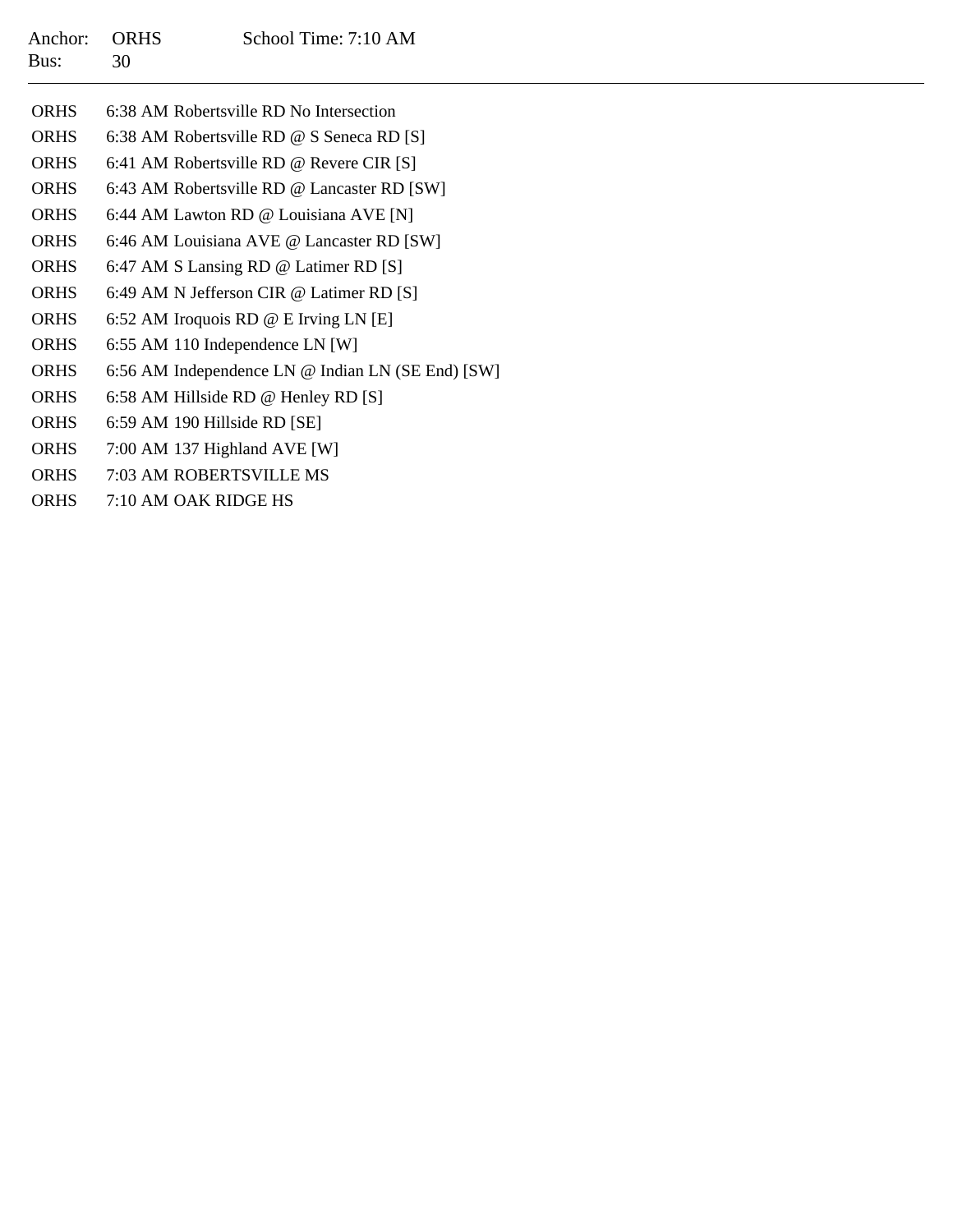Anchor: ORHS School Time: 7:10 AM
Bus: 30

---

| | | |
|---|---|---|
| ORHS | 6:38 AM | Robertsville RD No Intersection |
| ORHS | 6:38 AM | Robertsville RD @ S Seneca RD [S] |
| ORHS | 6:41 AM | Robertsville RD @ Revere CIR [S] |
| ORHS | 6:43 AM | Robertsville RD @ Lancaster RD [SW] |
| ORHS | 6:44 AM | Lawton RD @ Louisiana AVE [N] |
| ORHS | 6:46 AM | Louisiana AVE @ Lancaster RD [SW] |
| ORHS | 6:47 AM | S Lansing RD @ Latimer RD [S] |
| ORHS | 6:49 AM | N Jefferson CIR @ Latimer RD [S] |
| ORHS | 6:52 AM | Iroquois RD @ E Irving LN [E] |
| ORHS | 6:55 AM | 110 Independence LN [W] |
| ORHS | 6:56 AM | Independence LN @ Indian LN (SE End) [SW] |
| ORHS | 6:58 AM | Hillside RD @ Henley RD [S] |
| ORHS | 6:59 AM | 190 Hillside RD [SE] |
| ORHS | 7:00 AM | 137 Highland AVE [W] |
| ORHS | 7:03 AM | ROBERTSVILLE MS |
| ORHS | 7:10 AM | OAK RIDGE HS |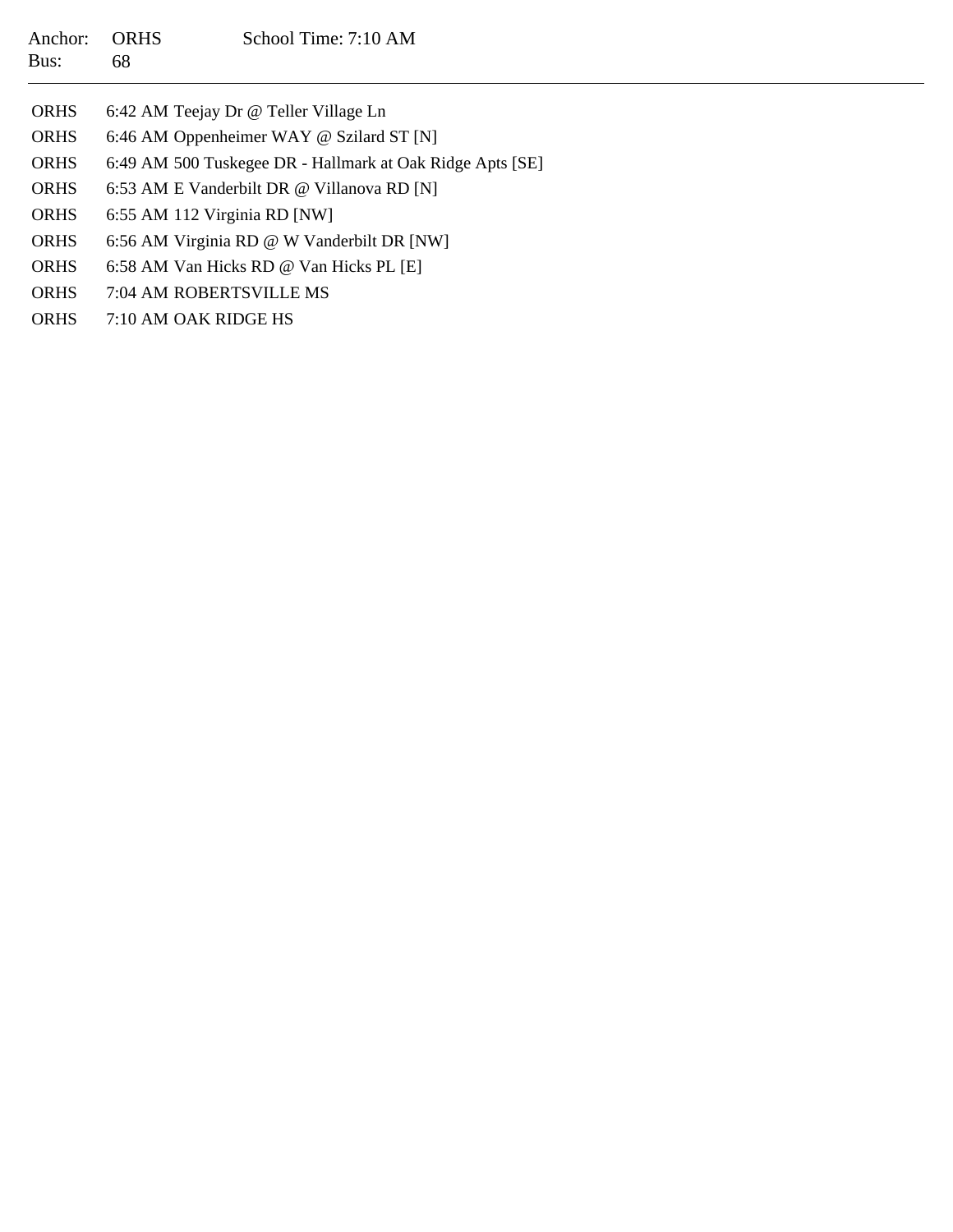Anchor: ORHS School Time: 7:10 AM
Bus: 68

---

| | | |
|---|---|---|
| ORHS | 6:42 AM | Teejay Dr @ Teller Village Ln |
| ORHS | 6:46 AM | Oppenheimer WAY @ Szilard ST [N] |
| ORHS | 6:49 AM | 500 Tuskegee DR - Hallmark at Oak Ridge Apts [SE] |
| ORHS | 6:53 AM | E Vanderbilt DR @ Villanova RD [N] |
| ORHS | 6:55 AM | 112 Virginia RD [NW] |
| ORHS | 6:56 AM | Virginia RD @ W Vanderbilt DR [NW] |
| ORHS | 6:58 AM | Van Hicks RD @ Van Hicks PL [E] |
| ORHS | 7:04 AM | ROBERTSVILLE MS |
| ORHS | 7:10 AM | OAK RIDGE HS |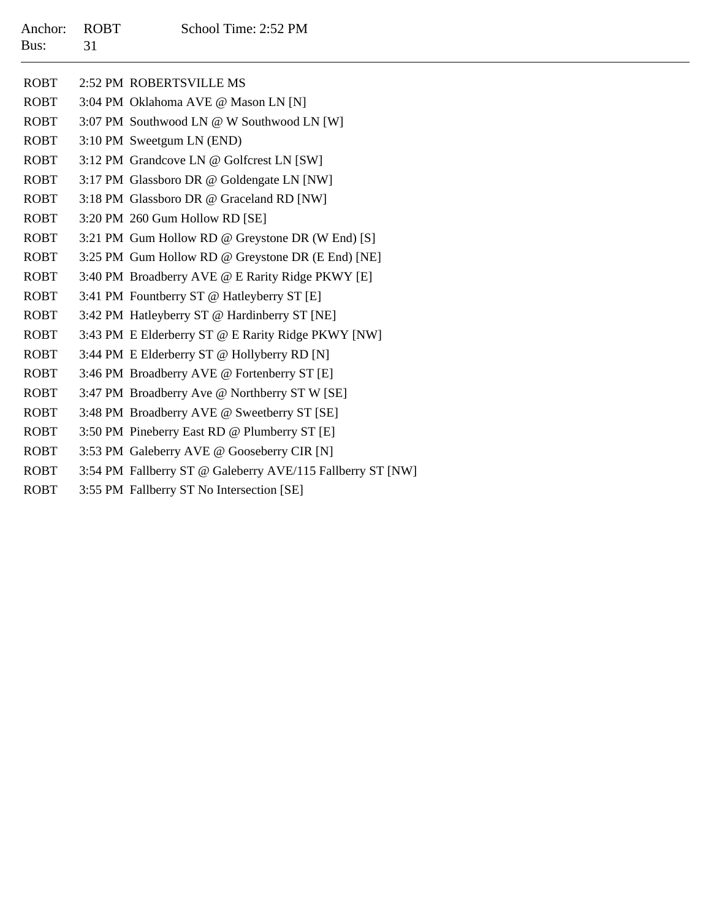Anchor: ROBT School Time: 2:52 PM

Bus: 31

---

| | | |
|---|---|---|
| ROBT | 2:52 PM | ROBERTSVILLE MS |
| ROBT | 3:04 PM | Oklahoma AVE @ Mason LN [N] |
| ROBT | 3:07 PM | Southwood LN @ W Southwood LN [W] |
| ROBT | 3:10 PM | Sweetgum LN (END) |
| ROBT | 3:12 PM | Grandcove LN @ Golfcrest LN [SW] |
| ROBT | 3:17 PM | Glassboro DR @ Goldengate LN [NW] |
| ROBT | 3:18 PM | Glassboro DR @ Graceland RD [NW] |
| ROBT | 3:20 PM | 260 Gum Hollow RD [SE] |
| ROBT | 3:21 PM | Gum Hollow RD @ Greystone DR (W End) [S] |
| ROBT | 3:25 PM | Gum Hollow RD @ Greystone DR (E End) [NE] |
| ROBT | 3:40 PM | Broadberry AVE @ E Rarity Ridge PKWY [E] |
| ROBT | 3:41 PM | Fountberry ST @ Hatleyberry ST [E] |
| ROBT | 3:42 PM | Hatleyberry ST @ Hardinberry ST [NE] |
| ROBT | 3:43 PM | E Elderberry ST @ E Rarity Ridge PKWY [NW] |
| ROBT | 3:44 PM | E Elderberry ST @ Hollyberry RD [N] |
| ROBT | 3:46 PM | Broadberry AVE @ Fortenberry ST [E] |
| ROBT | 3:47 PM | Broadberry Ave @ Northberry ST W [SE] |
| ROBT | 3:48 PM | Broadberry AVE @ Sweetberry ST [SE] |
| ROBT | 3:50 PM | Pineberry East RD @ Plumberry ST [E] |
| ROBT | 3:53 PM | Galeberry AVE @ Gooseberry CIR [N] |
| ROBT | 3:54 PM | Fallberry ST @ Galeberry AVE/115 Fallberry ST [NW] |
| ROBT | 3:55 PM | Fallberry ST No Intersection [SE] |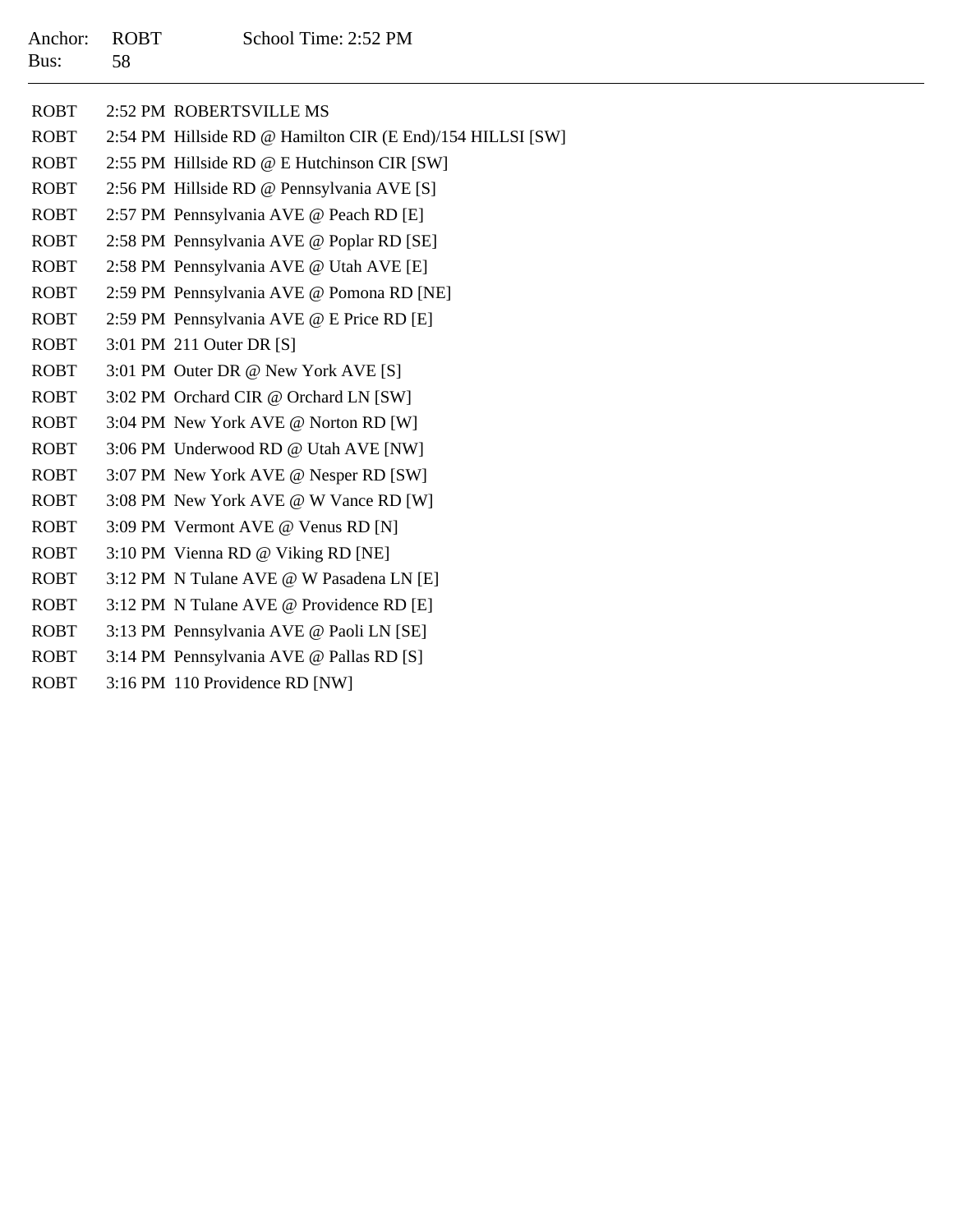Anchor: ROBT School Time: 2:52 PM
Bus: 58

---

| | | |
|---|---|---|
| ROBT | 2:52 PM | ROBERTSVILLE MS |
| ROBT | 2:54 PM | Hillside RD @ Hamilton CIR (E End)/154 HILLSI [SW] |
| ROBT | 2:55 PM | Hillside RD @ E Hutchinson CIR [SW] |
| ROBT | 2:56 PM | Hillside RD @ Pennsylvania AVE [S] |
| ROBT | 2:57 PM | Pennsylvania AVE @ Peach RD [E] |
| ROBT | 2:58 PM | Pennsylvania AVE @ Poplar RD [SE] |
| ROBT | 2:58 PM | Pennsylvania AVE @ Utah AVE [E] |
| ROBT | 2:59 PM | Pennsylvania AVE @ Pomona RD [NE] |
| ROBT | 2:59 PM | Pennsylvania AVE @ E Price RD [E] |
| ROBT | 3:01 PM | 211 Outer DR [S] |
| ROBT | 3:01 PM | Outer DR @ New York AVE [S] |
| ROBT | 3:02 PM | Orchard CIR @ Orchard LN [SW] |
| ROBT | 3:04 PM | New York AVE @ Norton RD [W] |
| ROBT | 3:06 PM | Underwood RD @ Utah AVE [NW] |
| ROBT | 3:07 PM | New York AVE @ Nesper RD [SW] |
| ROBT | 3:08 PM | New York AVE @ W Vance RD [W] |
| ROBT | 3:09 PM | Vermont AVE @ Venus RD [N] |
| ROBT | 3:10 PM | Vienna RD @ Viking RD [NE] |
| ROBT | 3:12 PM | N Tulane AVE @ W Pasadena LN [E] |
| ROBT | 3:12 PM | N Tulane AVE @ Providence RD [E] |
| ROBT | 3:13 PM | Pennsylvania AVE @ Paoli LN [SE] |
| ROBT | 3:14 PM | Pennsylvania AVE @ Pallas RD [S] |
| ROBT | 3:16 PM | 110 Providence RD [NW] |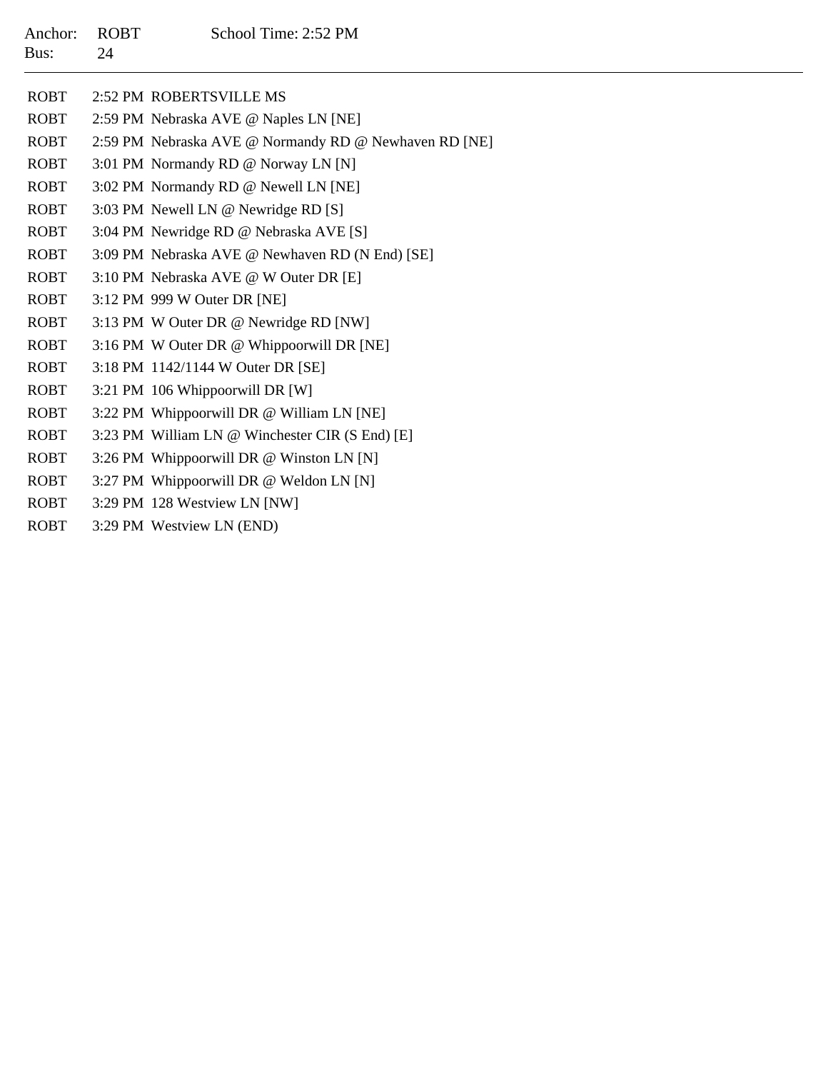Anchor: ROBT School Time: 2:52 PM
Bus: 24

---

| | | |
|---|---|---|
| ROBT | 2:52 PM | ROBERTSVILLE MS |
| ROBT | 2:59 PM | Nebraska AVE @ Naples LN [NE] |
| ROBT | 2:59 PM | Nebraska AVE @ Normandy RD @ Newhaven RD [NE] |
| ROBT | 3:01 PM | Normandy RD @ Norway LN [N] |
| ROBT | 3:02 PM | Normandy RD @ Newell LN [NE] |
| ROBT | 3:03 PM | Newell LN @ Newridge RD [S] |
| ROBT | 3:04 PM | Newridge RD @ Nebraska AVE [S] |
| ROBT | 3:09 PM | Nebraska AVE @ Newhaven RD (N End) [SE] |
| ROBT | 3:10 PM | Nebraska AVE @ W Outer DR [E] |
| ROBT | 3:12 PM | 999 W Outer DR [NE] |
| ROBT | 3:13 PM | W Outer DR @ Newridge RD [NW] |
| ROBT | 3:16 PM | W Outer DR @ Whippoorwill DR [NE] |
| ROBT | 3:18 PM | 1142/1144 W Outer DR [SE] |
| ROBT | 3:21 PM | 106 Whippoorwill DR [W] |
| ROBT | 3:22 PM | Whippoorwill DR @ William LN [NE] |
| ROBT | 3:23 PM | William LN @ Winchester CIR (S End) [E] |
| ROBT | 3:26 PM | Whippoorwill DR @ Winston LN [N] |
| ROBT | 3:27 PM | Whippoorwill DR @ Weldon LN [N] |
| ROBT | 3:29 PM | 128 Westview LN [NW] |
| ROBT | 3:29 PM | Westview LN (END) |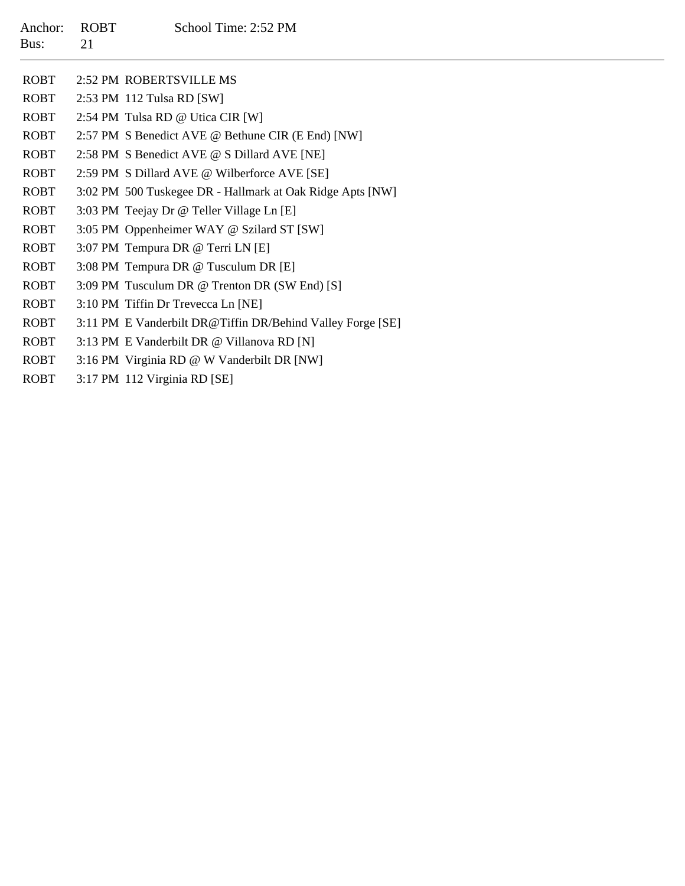Anchor: ROBT School Time: 2:52 PM
Bus: 21

---

| | | |
|---|---|---|
| ROBT | 2:52 PM | ROBERTSVILLE MS |
| ROBT | 2:53 PM | 112 Tulsa RD [SW] |
| ROBT | 2:54 PM | Tulsa RD @ Utica CIR [W] |
| ROBT | 2:57 PM | S Benedict AVE @ Bethune CIR (E End) [NW] |
| ROBT | 2:58 PM | S Benedict AVE @ S Dillard AVE [NE] |
| ROBT | 2:59 PM | S Dillard AVE @ Wilberforce AVE [SE] |
| ROBT | 3:02 PM | 500 Tuskegee DR - Hallmark at Oak Ridge Apts [NW] |
| ROBT | 3:03 PM | Teejay Dr @ Teller Village Ln [E] |
| ROBT | 3:05 PM | Oppenheimer WAY @ Szilard ST [SW] |
| ROBT | 3:07 PM | Tempura DR @ Terri LN [E] |
| ROBT | 3:08 PM | Tempura DR @ Tusculum DR [E] |
| ROBT | 3:09 PM | Tusculum DR @ Trenton DR (SW End) [S] |
| ROBT | 3:10 PM | Tiffin Dr Trevecca Ln [NE] |
| ROBT | 3:11 PM | E Vanderbilt DR@Tiffin DR/Behind Valley Forge [SE] |
| ROBT | 3:13 PM | E Vanderbilt DR @ Villanova RD [N] |
| ROBT | 3:16 PM | Virginia RD @ W Vanderbilt DR [NW] |
| ROBT | 3:17 PM | 112 Virginia RD [SE] |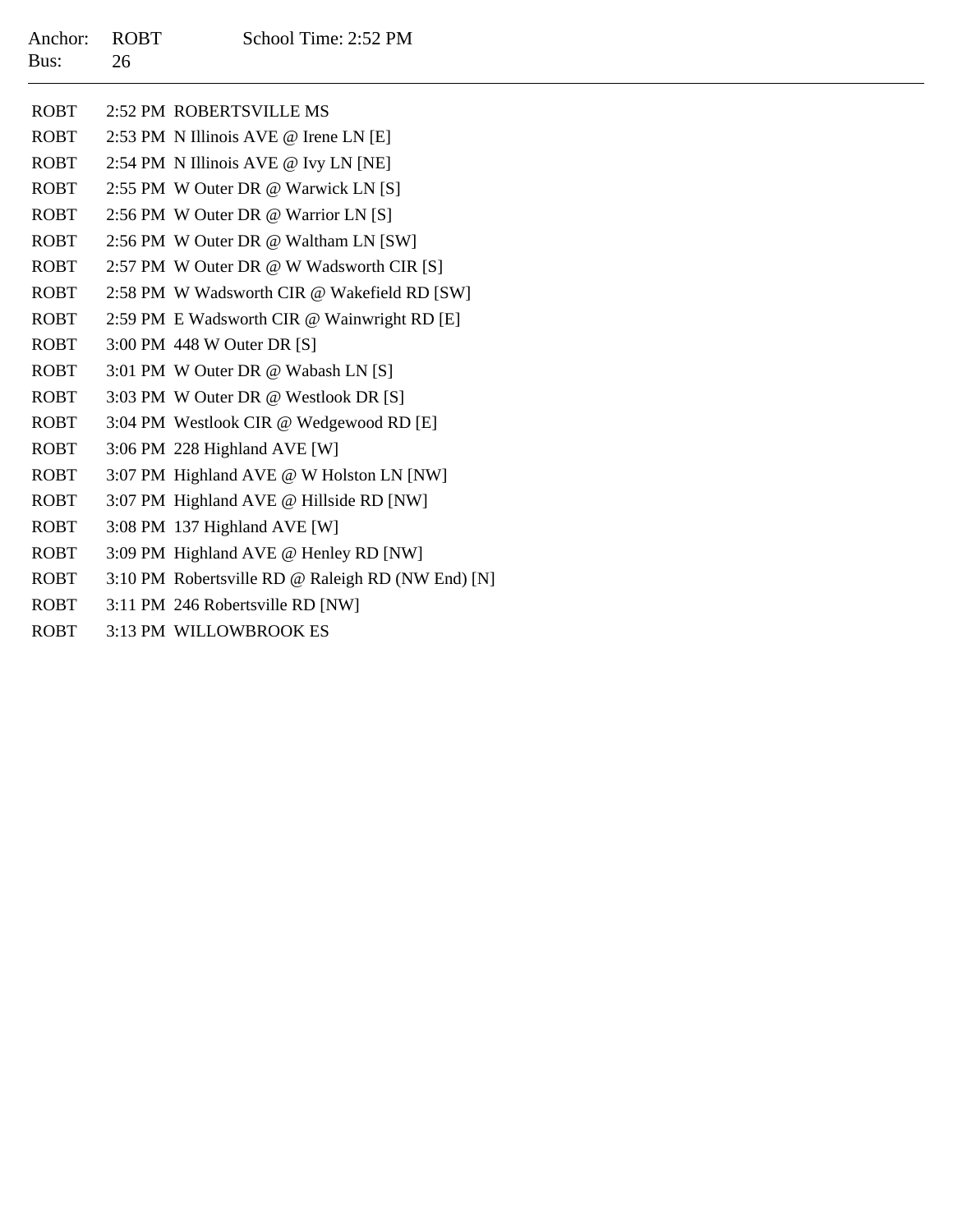Anchor: ROBT School Time: 2:52 PM
Bus: 26

---

| | | |
|---|---|---|
| ROBT | 2:52 PM | ROBERTSVILLE MS |
| ROBT | 2:53 PM | N Illinois AVE @ Irene LN [E] |
| ROBT | 2:54 PM | N Illinois AVE @ Ivy LN [NE] |
| ROBT | 2:55 PM | W Outer DR @ Warwick LN [S] |
| ROBT | 2:56 PM | W Outer DR @ Warrior LN [S] |
| ROBT | 2:56 PM | W Outer DR @ Waltham LN [SW] |
| ROBT | 2:57 PM | W Outer DR @ W Wadsworth CIR [S] |
| ROBT | 2:58 PM | W Wadsworth CIR @ Wakefield RD [SW] |
| ROBT | 2:59 PM | E Wadsworth CIR @ Wainwright RD [E] |
| ROBT | 3:00 PM | 448 W Outer DR [S] |
| ROBT | 3:01 PM | W Outer DR @ Wabash LN [S] |
| ROBT | 3:03 PM | W Outer DR @ Westlook DR [S] |
| ROBT | 3:04 PM | Westlook CIR @ Wedgewood RD [E] |
| ROBT | 3:06 PM | 228 Highland AVE [W] |
| ROBT | 3:07 PM | Highland AVE @ W Holston LN [NW] |
| ROBT | 3:07 PM | Highland AVE @ Hillside RD [NW] |
| ROBT | 3:08 PM | 137 Highland AVE [W] |
| ROBT | 3:09 PM | Highland AVE @ Henley RD [NW] |
| ROBT | 3:10 PM | Robertsville RD @ Raleigh RD (NW End) [N] |
| ROBT | 3:11 PM | 246 Robertsville RD [NW] |
| ROBT | 3:13 PM | WILLOWBROOK ES |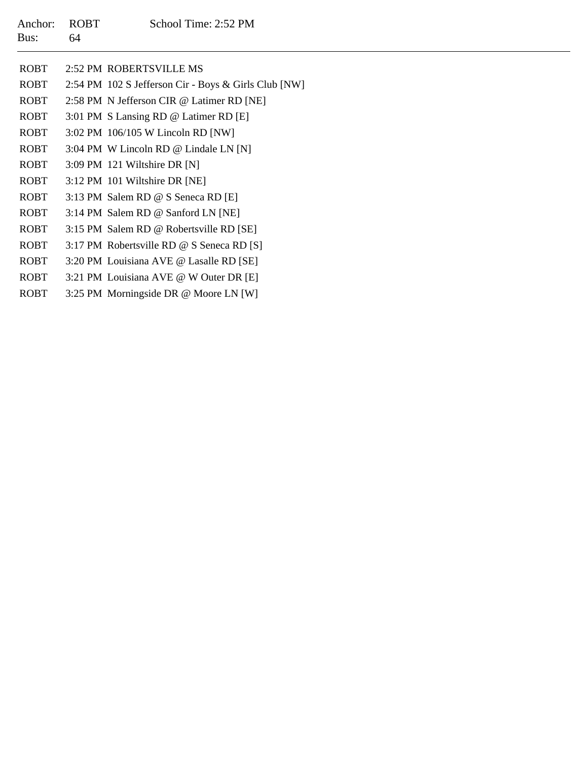Anchor: ROBT School Time: 2:52 PM
Bus: 64

---

| | | |
|---|---|---|
| ROBT | 2:52 PM | ROBERTSVILLE MS |
| ROBT | 2:54 PM | 102 S Jefferson Cir - Boys & Girls Club [NW] |
| ROBT | 2:58 PM | N Jefferson CIR @ Latimer RD [NE] |
| ROBT | 3:01 PM | S Lansing RD @ Latimer RD [E] |
| ROBT | 3:02 PM | 106/105 W Lincoln RD [NW] |
| ROBT | 3:04 PM | W Lincoln RD @ Lindale LN [N] |
| ROBT | 3:09 PM | 121 Wiltshire DR [N] |
| ROBT | 3:12 PM | 101 Wiltshire DR [NE] |
| ROBT | 3:13 PM | Salem RD @ S Seneca RD [E] |
| ROBT | 3:14 PM | Salem RD @ Sanford LN [NE] |
| ROBT | 3:15 PM | Salem RD @ Robertsville RD [SE] |
| ROBT | 3:17 PM | Robertsville RD @ S Seneca RD [S] |
| ROBT | 3:20 PM | Louisiana AVE @ Lasalle RD [SE] |
| ROBT | 3:21 PM | Louisiana AVE @ W Outer DR [E] |
| ROBT | 3:25 PM | Morningside DR @ Moore LN [W] |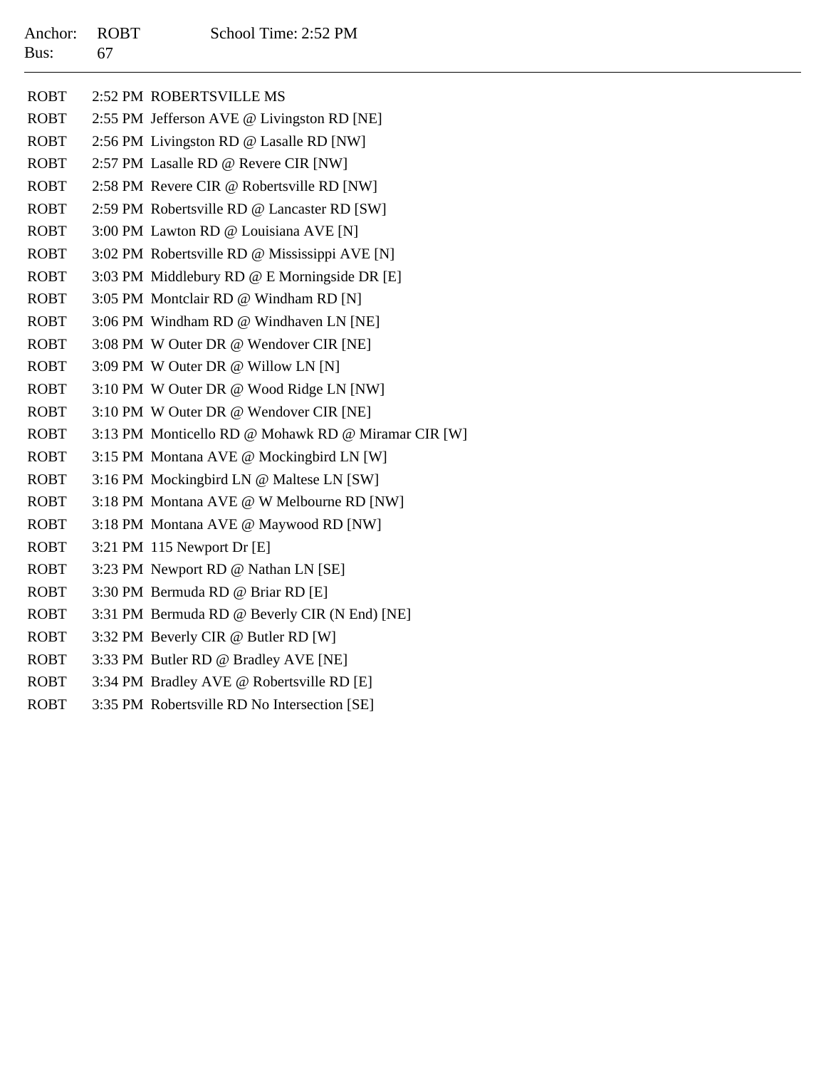Anchor: ROBT School Time: 2:52 PM
Bus: 67

---

| | | |
|---|---|---|
| ROBT | 2:52 PM | ROBERTSVILLE MS |
| ROBT | 2:55 PM | Jefferson AVE @ Livingston RD [NE] |
| ROBT | 2:56 PM | Livingston RD @ Lasalle RD [NW] |
| ROBT | 2:57 PM | Lasalle RD @ Revere CIR [NW] |
| ROBT | 2:58 PM | Revere CIR @ Robertsville RD [NW] |
| ROBT | 2:59 PM | Robertsville RD @ Lancaster RD [SW] |
| ROBT | 3:00 PM | Lawton RD @ Louisiana AVE [N] |
| ROBT | 3:02 PM | Robertsville RD @ Mississippi AVE [N] |
| ROBT | 3:03 PM | Middlebury RD @ E Morningside DR [E] |
| ROBT | 3:05 PM | Montclair RD @ Windham RD [N] |
| ROBT | 3:06 PM | Windham RD @ Windhaven LN [NE] |
| ROBT | 3:08 PM | W Outer DR @ Wendover CIR [NE] |
| ROBT | 3:09 PM | W Outer DR @ Willow LN [N] |
| ROBT | 3:10 PM | W Outer DR @ Wood Ridge LN [NW] |
| ROBT | 3:10 PM | W Outer DR @ Wendover CIR [NE] |
| ROBT | 3:13 PM | Monticello RD @ Mohawk RD @ Miramar CIR [W] |
| ROBT | 3:15 PM | Montana AVE @ Mockingbird LN [W] |
| ROBT | 3:16 PM | Mockingbird LN @ Maltese LN [SW] |
| ROBT | 3:18 PM | Montana AVE @ W Melbourne RD [NW] |
| ROBT | 3:18 PM | Montana AVE @ Maywood RD [NW] |
| ROBT | 3:21 PM | 115 Newport Dr [E] |
| ROBT | 3:23 PM | Newport RD @ Nathan LN [SE] |
| ROBT | 3:30 PM | Bermuda RD @ Briar RD [E] |
| ROBT | 3:31 PM | Bermuda RD @ Beverly CIR (N End) [NE] |
| ROBT | 3:32 PM | Beverly CIR @ Butler RD [W] |
| ROBT | 3:33 PM | Butler RD @ Bradley AVE [NE] |
| ROBT | 3:34 PM | Bradley AVE @ Robertsville RD [E] |
| ROBT | 3:35 PM | Robertsville RD No Intersection [SE] |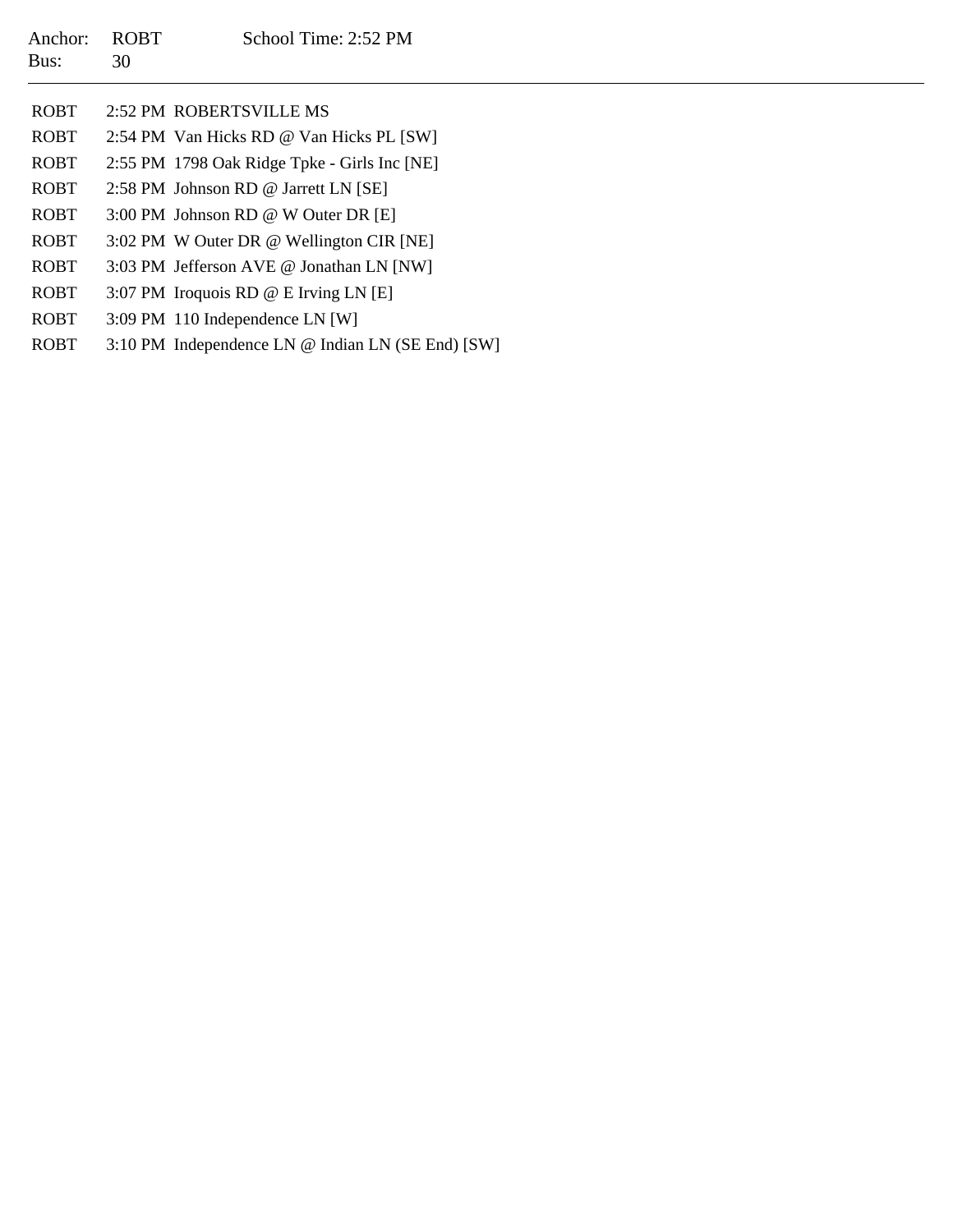Anchor: ROBT School Time: 2:52 PM
Bus: 30

| | | |
|---|---|---|
| ROBT | 2:52 PM | ROBERTSVILLE MS |
| ROBT | 2:54 PM | Van Hicks RD @ Van Hicks PL [SW] |
| ROBT | 2:55 PM | 1798 Oak Ridge Tpke - Girls Inc [NE] |
| ROBT | 2:58 PM | Johnson RD @ Jarrett LN [SE] |
| ROBT | 3:00 PM | Johnson RD @ W Outer DR [E] |
| ROBT | 3:02 PM | W Outer DR @ Wellington CIR [NE] |
| ROBT | 3:03 PM | Jefferson AVE @ Jonathan LN [NW] |
| ROBT | 3:07 PM | Iroquois RD @ E Irving LN [E] |
| ROBT | 3:09 PM | 110 Independence LN [W] |
| ROBT | 3:10 PM | Independence LN @ Indian LN (SE End) [SW] |